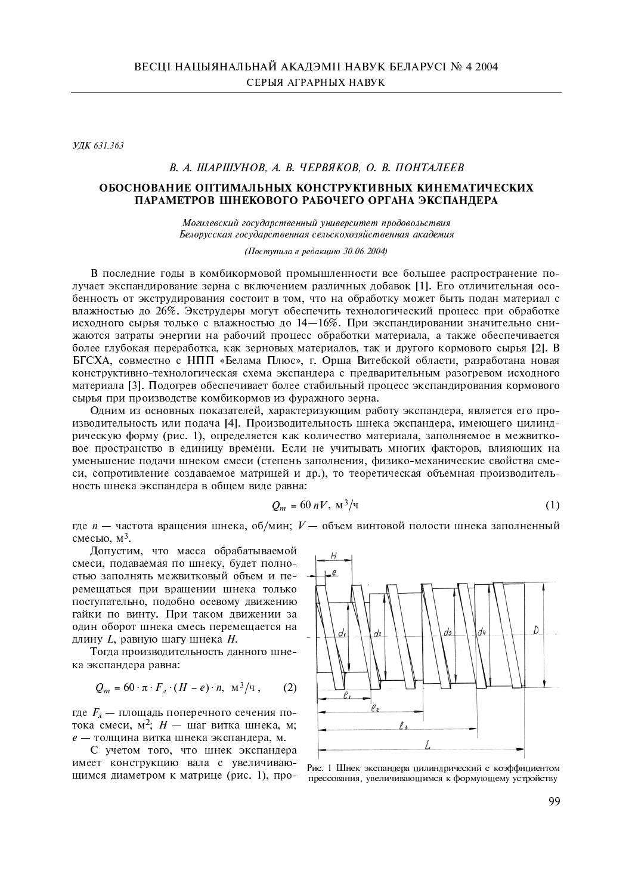УДК 631.363

*В. А. ШАРШУНОВ, А. В. ЧЕРВЯКОВ, О. В. ПОНТАЛЕЕВ*

# ОБОСНОВАНИЕ ОПТИМАЛЬНЫХ КОНСТРУКТИВНЫХ КИНЕМАТИЧЕСКИХ ПАРАМЕТРОВ ШНЕКОВОГО РАБОЧЕГО ОРГАНА ЭКСПАНДЕРА

*Могилевский государственный университет продовольствия*
*Белорусская государственная сельскохозяйственная академия*

*(Поступила в редакцию 30.06.2004)*

В последние годы в комбикормовой промышленности все большее распространение получает экспандирование зерна с включением различных добавок [1]. Его отличительная особенность от экструдирования состоит в том, что на обработку может быть подан материал с влажностью до 26%. Экструдеры могут обеспечить технологический процесс при обработке исходного сырья только с влажностью до 14—16%. При экспандировании значительно снижаются затраты энергии на рабочий процесс обработки материала, а также обеспечивается более глубокая переработка, как зерновых материалов, так и другого кормового сырья [2]. В БГСХА, совместно с НПП «Белама Плюс», г. Орша Витебской области, разработана новая конструктивно-технологическая схема экспандера с предварительным разогревом исходного материала [3]. Подогрев обеспечивает более стабильный процесс экспандирования кормового сырья при производстве комбикормов из фуражного зерна.

Одним из основных показателей, характеризующим работу экспандера, является его производительность или подача [4]. Производительность шнека экспандера, имеющего цилиндрическую форму (рис. 1), определяется как количество материала, заполняемое в межвитковое пространство в единицу времени. Если не учитывать многих факторов, влияющих на уменьшение подачи шнеком смеси (степень заполнения, физико-механические свойства смеси, сопротивление создаваемое матрицей и др.), то теоретическая объемная производительность шнека экспандера в общем виде равна:

$$Q_m = 60\,nV,\ \text{м}^3/\text{ч} \tag{1}$$

где $n$ — частота вращения шнека, об/мин; $V$ — объем винтовой полости шнека заполненный смесью, м$^3$.

Допустим, что масса обрабатываемой смеси, подаваемая по шнеку, будет полностью заполнять межвитковый объем и перемещаться при вращении шнека только поступательно, подобно осевому движению гайки по винту. При таком движении за один оборот шнека смесь перемещается на длину $L$, равную шагу шнека $H$.

Тогда производительность данного шнека экспандера равна:

$$Q_m = 60 \cdot \pi \cdot F_л \cdot (H - e) \cdot n,\ \text{м}^3/\text{ч}, \tag{2}$$

где $F_л$ — площадь поперечного сечения потока смеси, м$^2$; $H$ — шаг витка шнека, м; $e$ — толщина витка шнека экспандера, м.

Рис. 1 Шнек экспандера цилиндрический с коэффициентом прессования, увеличивающимся к формующему устройству

С учетом того, что шнек экспандера имеет конструкцию вала с увеличивающимся диаметром к матрице (рис. 1), про-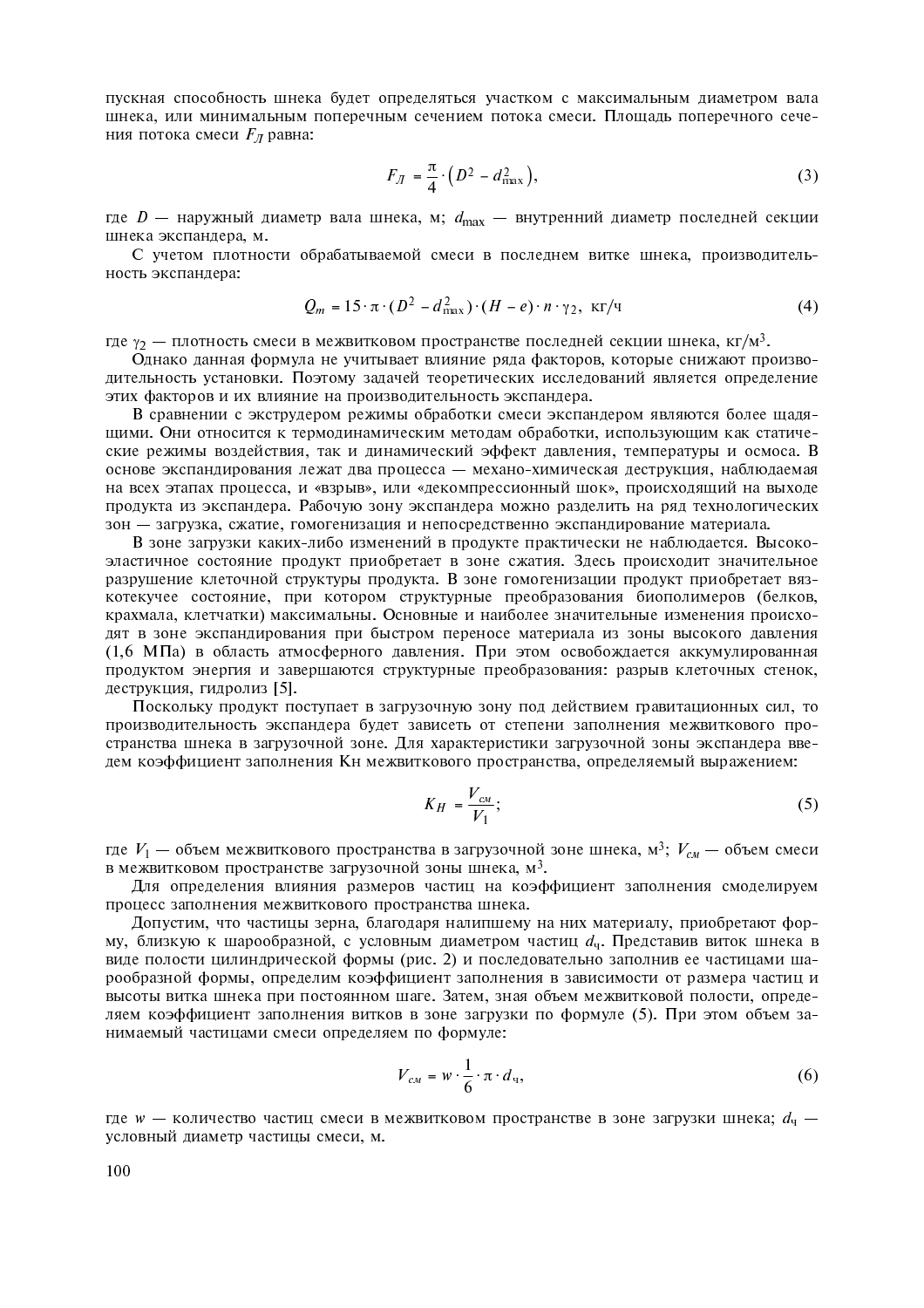пускная способность шнека будет определяться участком с максимальным диаметром вала шнека, или минимальным поперечным сечением потока смеси. Площадь поперечного сечения потока смеси $F_Д$ равна:

$$F_Д = \frac{\pi}{4} \cdot \left(D^2 - d_{\max}^2\right), \tag{3}$$

где $D$ — наружный диаметр вала шнека, м; $d_{\max}$ — внутренний диаметр последней секции шнека экспандера, м.

С учетом плотности обрабатываемой смеси в последнем витке шнека, производительность экспандера:

$$Q_m = 15 \cdot \pi \cdot (D^2 - d_{\max}^2) \cdot (H - e) \cdot n \cdot \gamma_2, \text{ кг/ч} \tag{4}$$

где $\gamma_2$ — плотность смеси в межвитковом пространстве последней секции шнека, кг/м$^3$.

Однако данная формула не учитывает влияние ряда факторов, которые снижают производительность установки. Поэтому задачей теоретических исследований является определение этих факторов и их влияние на производительность экспандера.

В сравнении с экструдером режимы обработки смеси экспандером являются более щадящими. Они относится к термодинамическим методам обработки, использующим как статические режимы воздействия, так и динамический эффект давления, температуры и осмоса. В основе экспандирования лежат два процесса — механо-химическая деструкция, наблюдаемая на всех этапах процесса, и «взрыв», или «декомпрессионный шок», происходящий на выходе продукта из экспандера. Рабочую зону экспандера можно разделить на ряд технологических зон — загрузка, сжатие, гомогенизация и непосредственно экспандирование материала.

В зоне загрузки каких-либо изменений в продукте практически не наблюдается. Высокоэластичное состояние продукт приобретает в зоне сжатия. Здесь происходит значительное разрушение клеточной структуры продукта. В зоне гомогенизации продукт приобретает вязкотекучее состояние, при котором структурные преобразования биополимеров (белков, крахмала, клетчатки) максимальны. Основные и наиболее значительные изменения происходят в зоне экспандирования при быстром переносе материала из зоны высокого давления (1,6 МПа) в область атмосферного давления. При этом освобождается аккумулированная продуктом энергия и завершаются структурные преобразования: разрыв клеточных стенок, деструкция, гидролиз [5].

Поскольку продукт поступает в загрузочную зону под действием гравитационных сил, то производительность экспандера будет зависеть от степени заполнения межвиткового пространства шнека в загрузочной зоне. Для характеристики загрузочной зоны экспандера введем коэффициент заполнения Кн межвиткового пространства, определяемый выражением:

$$K_H = \frac{V_{см}}{V_1}; \tag{5}$$

где $V_1$ — объем межвиткового пространства в загрузочной зоне шнека, м$^3$; $V_{см}$ — объем смеси в межвитковом пространстве загрузочной зоны шнека, м$^3$.

Для определения влияния размеров частиц на коэффициент заполнения смоделируем процесс заполнения межвиткового пространства шнека.

Допустим, что частицы зерна, благодаря налипшему на них материалу, приобретают форму, близкую к шарообразной, с условным диаметром частиц $d_ч$. Представив виток шнека в виде полости цилиндрической формы (рис. 2) и последовательно заполнив ее частицами шарообразной формы, определим коэффициент заполнения в зависимости от размера частиц и высоты витка шнека при постоянном шаге. Затем, зная объем межвитковой полости, определяем коэффициент заполнения витков в зоне загрузки по формуле (5). При этом объем занимаемый частицами смеси определяем по формуле:

$$V_{см} = w \cdot \frac{1}{6} \cdot \pi \cdot d_ч, \tag{6}$$

где $w$ — количество частиц смеси в межвитковом пространстве в зоне загрузки шнека; $d_ч$ — условный диаметр частицы смеси, м.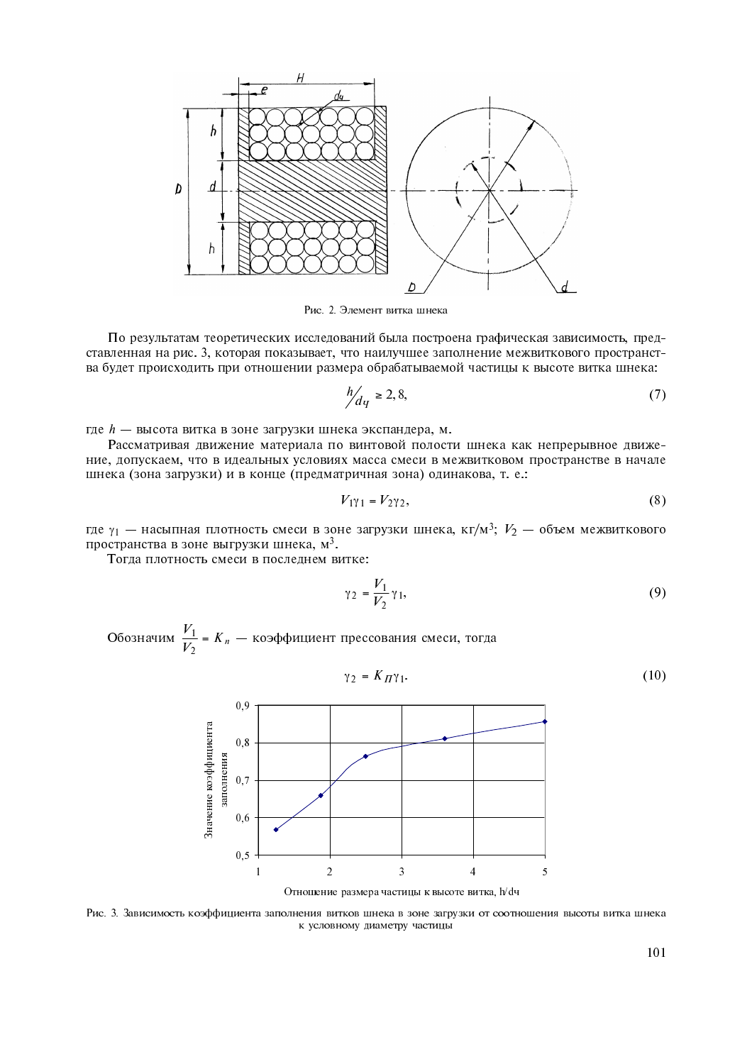Рис. 2. Элемент витка шнека

По результатам теоретических исследований была построена графическая зависимость, представленная на рис. 3, которая показывает, что наилучшее заполнение межвиткового пространства будет происходить при отношении размера обрабатываемой частицы к высоте витка шнека:

$$h/d_ч \geq 2,8, \tag{7}$$

где $h$ — высота витка в зоне загрузки шнека экспандера, м.

Рассматривая движение материала по винтовой полости шнека как непрерывное движение, допускаем, что в идеальных условиях масса смеси в межвитковом пространстве в начале шнека (зона загрузки) и в конце (предматричная зона) одинакова, т. е.:

$$V_1\gamma_1 = V_2\gamma_2, \tag{8}$$

где $\gamma_1$ — насыпная плотность смеси в зоне загрузки шнека, кг/м$^3$; $V_2$ — объем межвиткового пространства в зоне выгрузки шнека, м$^3$.

Тогда плотность смеси в последнем витке:

$$\gamma_2 = \frac{V_1}{V_2}\gamma_1, \tag{9}$$

Обозначим $\frac{V_1}{V_2} = K_п$ — коэффициент прессования смеси, тогда

$$\gamma_2 = K_П\gamma_1. \tag{10}$$

Рис. 3. Зависимость коэффициента заполнения витков шнека в зоне загрузки от соотношения высоты витка шнека к условному диаметру частицы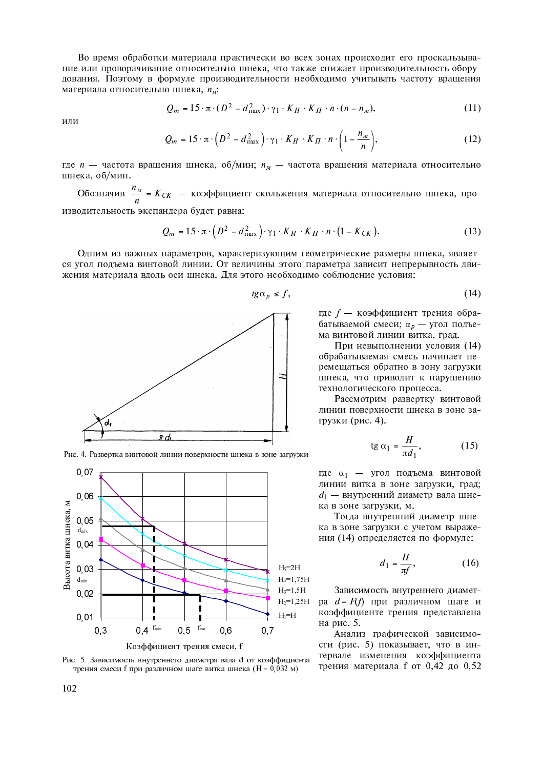Во время обработки материала практически во всех зонах происходит его проскальзывание или проворачивание относительно шнека, что также снижает производительность оборудования. Поэтому в формуле производительности необходимо учитывать частоту вращения материала относительно шнека, $n_м$:

$$Q_m = 15 \cdot \pi \cdot (D^2 - d_{\max}^2) \cdot \gamma_1 \cdot K_H \cdot K_\Pi \cdot n \cdot (n - n_м), \tag{11}$$

или

$$Q_m = 15 \cdot \pi \cdot \left(D^2 - d_{\max}^2\right) \cdot \gamma_1 \cdot K_H \cdot K_\Pi \cdot n \cdot \left(1 - \frac{n_м}{n}\right), \tag{12}$$

где $n$ — частота вращения шнека, об/мин; $n_м$ — частота вращения материала относительно шнека, об/мин.

Обозначив $\frac{n_м}{n} = K_{CK}$ — коэффициент скольжения материала относительно шнека, производительность экспандера будет равна:

$$Q_m = 15 \cdot \pi \cdot \left(D^2 - d_{\max}^2\right) \cdot \gamma_1 \cdot K_H \cdot K_\Pi \cdot n \cdot \left(1 - K_{CK}\right). \tag{13}$$

Одним из важных параметров, характеризующим геометрические размеры шнека, является угол подъема винтовой линии. От величины этого параметра зависит непрерывность движения материала вдоль оси шнека. Для этого необходимо соблюдение условия:

$$tg\alpha_p \le f, \tag{14}$$

где $f$ — коэффициент трения обрабатываемой смеси; $\alpha_p$ — угол подъема винтовой линии витка, град.

При невыполнении условия (14) обрабатываемая смесь начинает перемещаться обратно в зону загрузки шнека, что приводит к нарушению технологического процесса.

Рассмотрим развертку винтовой линии поверхности шнека в зоне загрузки (рис. 4).

Рис. 4. Развертка винтовой линии поверхности шнека в зоне загрузки

$$\text{tg}\,\alpha_1 = \frac{H}{\pi d_1}, \tag{15}$$

где $\alpha_1$ — угол подъема винтовой линии витка в зоне загрузки, град; $d_1$ — внутренний диаметр вала шнека в зоне загрузки, м.

Тогда внутренний диаметр шнека в зоне загрузки с учетом выражения (14) определяется по формуле:

$$d_1 = \frac{H}{\pi f}, \tag{16}$$

Зависимость внутреннего диаметра $d = F(f)$ при различном шаге и коэффициенте трения представлена на рис. 5.

Рис. 5. Зависимость внутреннего диаметра вала d от коэффициента трения смеси f при различном шаге витка шнека (H = 0,032 м)

Анализ графической зависимости (рис. 5) показывает, что в интервале изменения коэффициента трения материала f от 0,42 до 0,52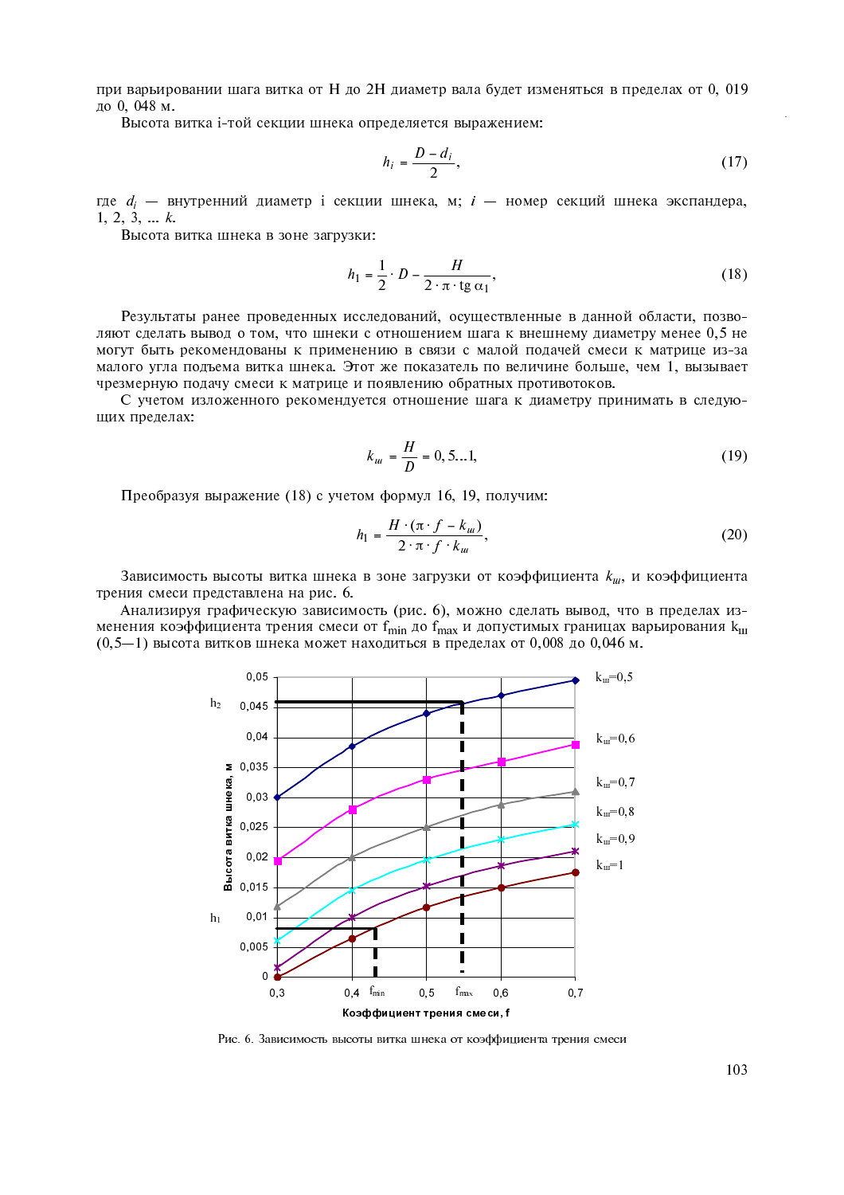при варьировании шага витка от H до 2H диаметр вала будет изменяться в пределах от 0, 019 до 0, 048 м.

Высота витка i-той секции шнека определяется выражением:

$$h_i = \frac{D - d_i}{2}, \tag{17}$$

где $d_i$ — внутренний диаметр i секции шнека, м; $i$ — номер секций шнека экспандера, 1, 2, 3, ... $k$.

Высота витка шнека в зоне загрузки:

$$h_1 = \frac{1}{2} \cdot D - \frac{H}{2 \cdot \pi \cdot \operatorname{tg} \alpha_1}, \tag{18}$$

Результаты ранее проведенных исследований, осуществленные в данной области, позволяют сделать вывод о том, что шнеки с отношением шага к внешнему диаметру менее 0,5 не могут быть рекомендованы к применению в связи с малой подачей смеси к матрице из-за малого угла подъема витка шнека. Этот же показатель по величине больше, чем 1, вызывает чрезмерную подачу смеси к матрице и появлению обратных противотоков.

С учетом изложенного рекомендуется отношение шага к диаметру принимать в следующих пределах:

$$k_ш = \frac{H}{D} = 0,5...1, \tag{19}$$

Преобразуя выражение (18) с учетом формул 16, 19, получим:

$$h_1 = \frac{H \cdot (\pi \cdot f - k_ш)}{2 \cdot \pi \cdot f \cdot k_ш}, \tag{20}$$

Зависимость высоты витка шнека в зоне загрузки от коэффициента $k_ш$, и коэффициента трения смеси представлена на рис. 6.

Анализируя графическую зависимость (рис. 6), можно сделать вывод, что в пределах изменения коэффициента трения смеси от $f_{min}$ до $f_{max}$ и допустимых границах варьирования $k_ш$ (0,5—1) высота витков шнека может находиться в пределах от 0,008 до 0,046 м.

Рис. 6. Зависимость высоты витка шнека от коэффициента трения смеси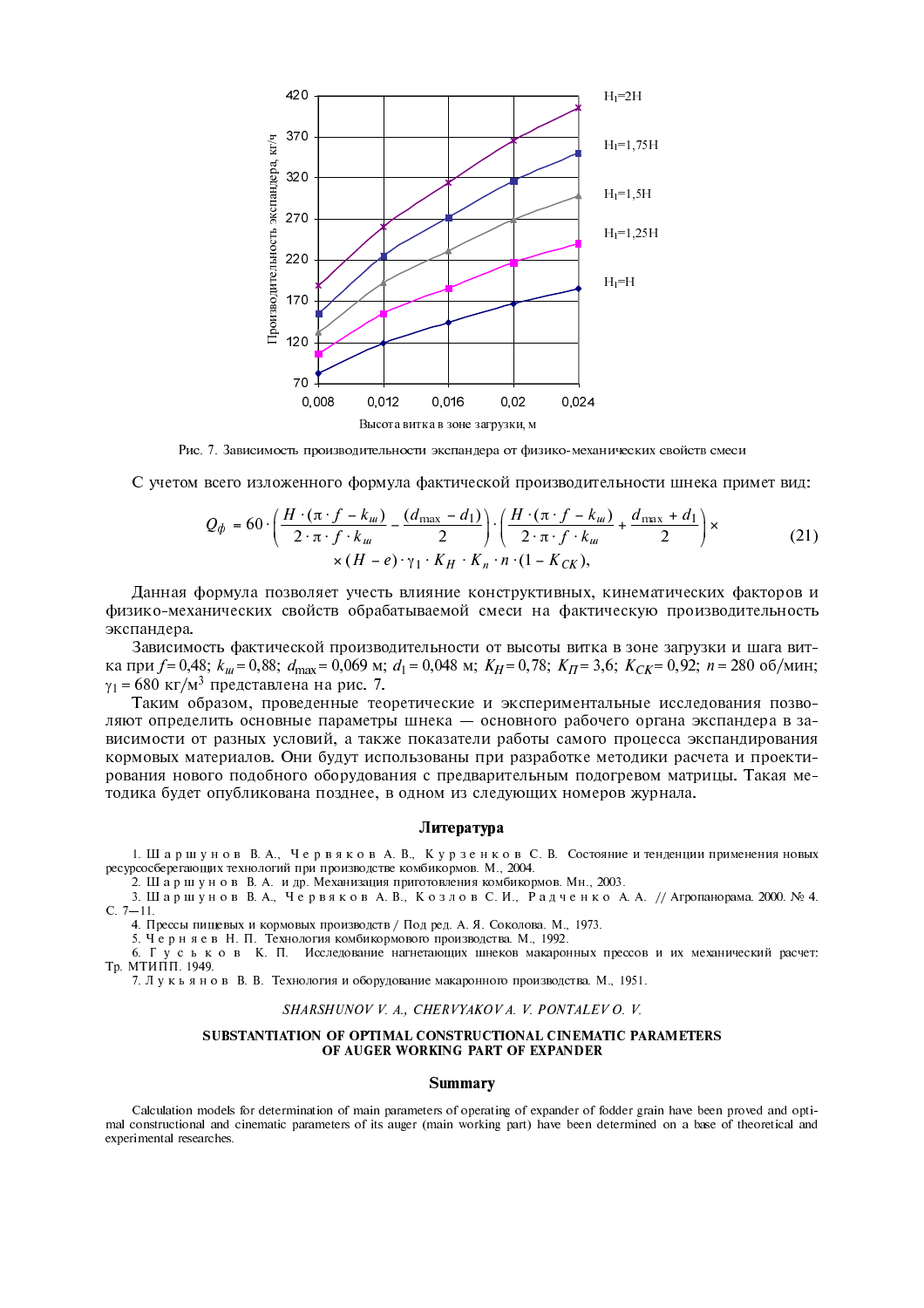420

370

320

270

220

170

120

70

0,008

0,012

0,016

0,02

0,024

Производительность экспандера, кг/ч

Высота витка в зоне загрузки, м

$H_1$=2H

$H_1$=1,75H

$H_1$=1,5H

$H_1$=1,25H

$H_1$=H

Рис. 7. Зависимость производительности экспандера от физико-механических свойств смеси

С учетом всего изложенного формула фактической производительности шнека примет вид:

$$Q_\phi = 60 \cdot \left( \frac{H \cdot (\pi \cdot f - k_ш)}{2 \cdot \pi \cdot f \cdot k_ш} - \frac{(d_{\max} - d_1)}{2} \right) \cdot \left( \frac{H \cdot (\pi \cdot f - k_ш)}{2 \cdot \pi \cdot f \cdot k_ш} + \frac{d_{\max} + d_1}{2} \right) \times \times (H - e) \cdot \gamma_1 \cdot K_H \cdot K_n \cdot n \cdot (1 - K_{CK}), \qquad (21)$$

Данная формула позволяет учесть влияние конструктивных, кинематических факторов и физико-механических свойств обрабатываемой смеси на фактическую производительность экспандера.

Зависимость фактической производительности от высоты витка в зоне загрузки и шага витка при $f = 0{,}48$; $k_ш = 0{,}88$; $d_{\max} = 0{,}069$ м; $d_1 = 0{,}048$ м; $K_H = 0{,}78$; $K_П = 3{,}6$; $K_{CK} = 0{,}92$; $n = 280$ об/мин; $\gamma_1 = 680$ кг/м$^3$ представлена на рис. 7.

Таким образом, проведенные теоретические и экспериментальные исследования позволяют определить основные параметры шнека — основного рабочего органа экспандера в зависимости от разных условий, а также показатели работы самого процесса экспандирования кормовых материалов. Они будут использованы при разработке методики расчета и проектирования нового подобного оборудования с предварительным подогревом матрицы. Такая методика будет опубликована позднее, в одном из следующих номеров журнала.

## Литература

1. Шаршунов В. А., Червяков А. В., Курзенков С. В. Состояние и тенденции применения новых ресурсосберегающих технологий при производстве комбикормов. М., 2004.
2. Шаршунов В. А. и др. Механизация приготовления комбикормов. Мн., 2003.
3. Шаршунов В. А., Червяков А. В., Козлов С. И., Радченко А. А. // Агропанорама. 2000. № 4. С. 7—11.
4. Прессы пищевых и кормовых производств / Под ред. А. Я. Соколова. М., 1973.
5. Черняев Н. П. Технология комбикормового производства. М., 1992.
6. Гуськов К. П. Исследование нагнетающих шнеков макаронных прессов и их механический расчет: Тр. МТИПП. 1949.
7. Лукьянов В. В. Технология и оборудование макаронного производства. М., 1951.

*SHARSHUNOV V. A., CHERVYAKOV A. V. PONTALEV O. V.*

**SUBSTANTIATION OF OPTIMAL CONSTRUCTIONAL CINEMATIC PARAMETERS OF AUGER WORKING PART OF EXPANDER**

## Summary

Calculation models for determination of main parameters of operating of expander of fodder grain have been proved and optimal constructional and cinematic parameters of its auger (main working part) have been determined on a base of theoretical and experimental researches.